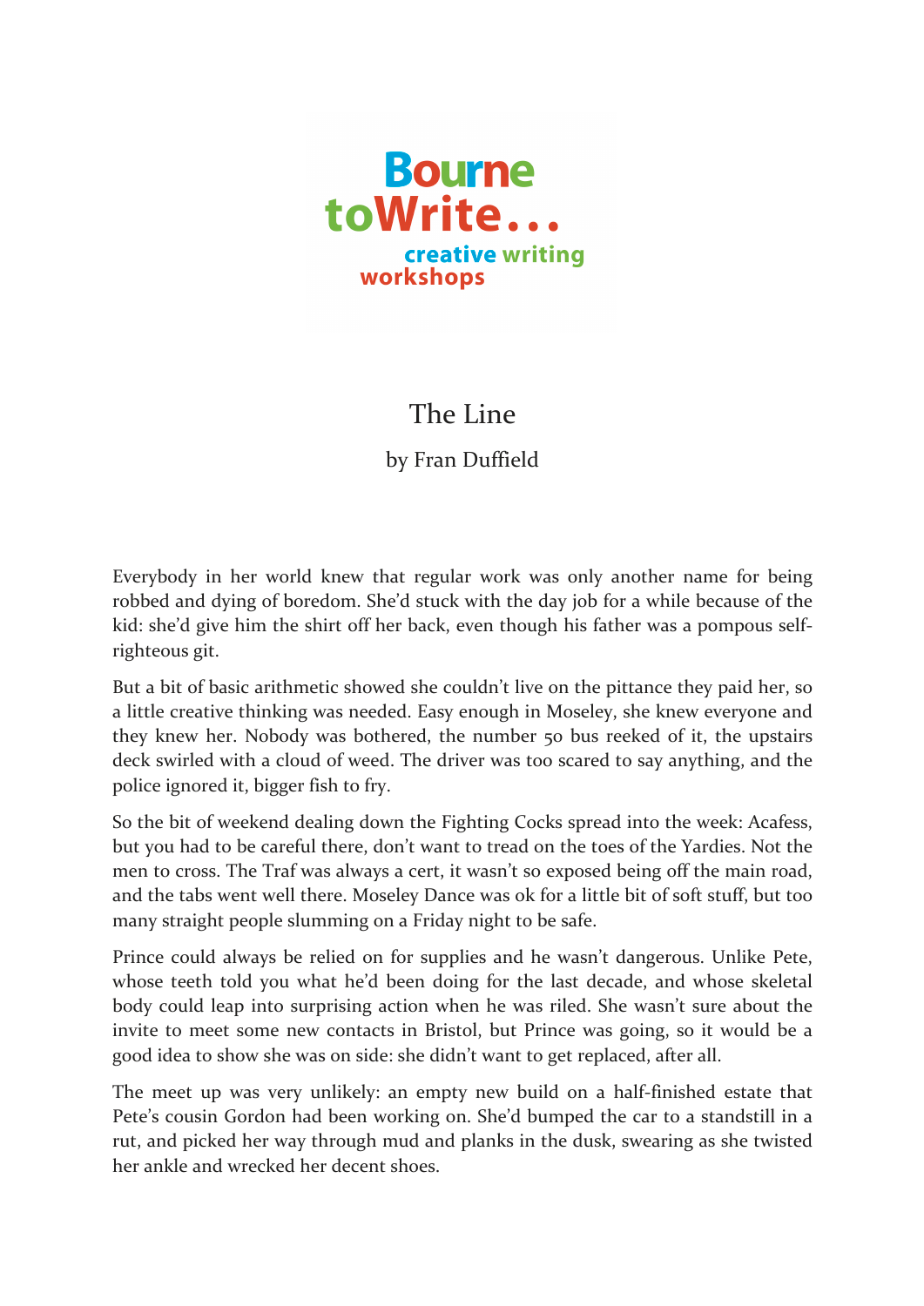Bourne toWrite...
creative writing workshops

# The Line

by Fran Duffield

Everybody in her world knew that regular work was only another name for being robbed and dying of boredom. She'd stuck with the day job for a while because of the kid: she'd give him the shirt off her back, even though his father was a pompous self-righteous git.

But a bit of basic arithmetic showed she couldn't live on the pittance they paid her, so a little creative thinking was needed. Easy enough in Moseley, she knew everyone and they knew her. Nobody was bothered, the number 50 bus reeked of it, the upstairs deck swirled with a cloud of weed. The driver was too scared to say anything, and the police ignored it, bigger fish to fry.

So the bit of weekend dealing down the Fighting Cocks spread into the week: Acafess, but you had to be careful there, don't want to tread on the toes of the Yardies. Not the men to cross. The Traf was always a cert, it wasn't so exposed being off the main road, and the tabs went well there. Moseley Dance was ok for a little bit of soft stuff, but too many straight people slumming on a Friday night to be safe.

Prince could always be relied on for supplies and he wasn't dangerous. Unlike Pete, whose teeth told you what he'd been doing for the last decade, and whose skeletal body could leap into surprising action when he was riled. She wasn't sure about the invite to meet some new contacts in Bristol, but Prince was going, so it would be a good idea to show she was on side: she didn't want to get replaced, after all.

The meet up was very unlikely: an empty new build on a half-finished estate that Pete's cousin Gordon had been working on. She'd bumped the car to a standstill in a rut, and picked her way through mud and planks in the dusk, swearing as she twisted her ankle and wrecked her decent shoes.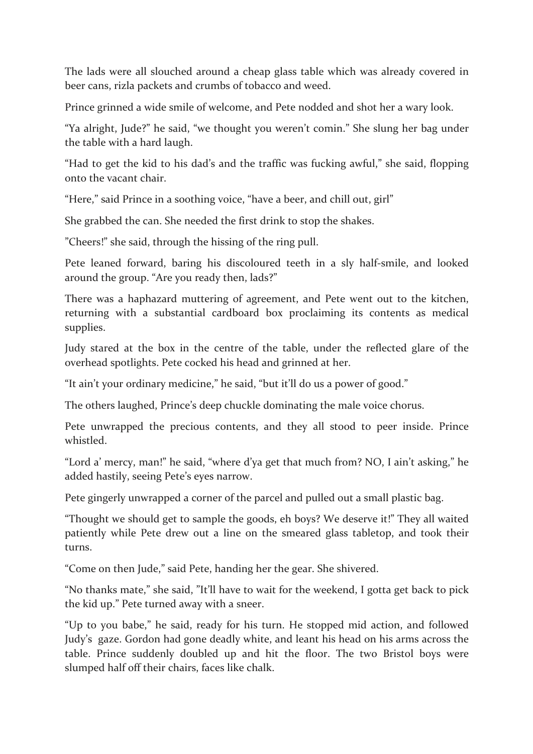The lads were all slouched around a cheap glass table which was already covered in beer cans, rizla packets and crumbs of tobacco and weed.

Prince grinned a wide smile of welcome, and Pete nodded and shot her a wary look.

"Ya alright, Jude?" he said, "we thought you weren't comin." She slung her bag under the table with a hard laugh.

"Had to get the kid to his dad's and the traffic was fucking awful," she said, flopping onto the vacant chair.

"Here," said Prince in a soothing voice, "have a beer, and chill out, girl"

She grabbed the can. She needed the first drink to stop the shakes.

"Cheers!" she said, through the hissing of the ring pull.

Pete leaned forward, baring his discoloured teeth in a sly half-smile, and looked around the group. "Are you ready then, lads?"

There was a haphazard muttering of agreement, and Pete went out to the kitchen, returning with a substantial cardboard box proclaiming its contents as medical supplies.

Judy stared at the box in the centre of the table, under the reflected glare of the overhead spotlights. Pete cocked his head and grinned at her.

"It ain't your ordinary medicine," he said, "but it'll do us a power of good."

The others laughed, Prince's deep chuckle dominating the male voice chorus.

Pete unwrapped the precious contents, and they all stood to peer inside. Prince whistled.

"Lord a' mercy, man!" he said, "where d'ya get that much from? NO, I ain't asking," he added hastily, seeing Pete's eyes narrow.

Pete gingerly unwrapped a corner of the parcel and pulled out a small plastic bag.

"Thought we should get to sample the goods, eh boys? We deserve it!" They all waited patiently while Pete drew out a line on the smeared glass tabletop, and took their turns.

"Come on then Jude," said Pete, handing her the gear. She shivered.

"No thanks mate," she said, "It'll have to wait for the weekend, I gotta get back to pick the kid up." Pete turned away with a sneer.

"Up to you babe," he said, ready for his turn. He stopped mid action, and followed Judy's gaze. Gordon had gone deadly white, and leant his head on his arms across the table. Prince suddenly doubled up and hit the floor. The two Bristol boys were slumped half off their chairs, faces like chalk.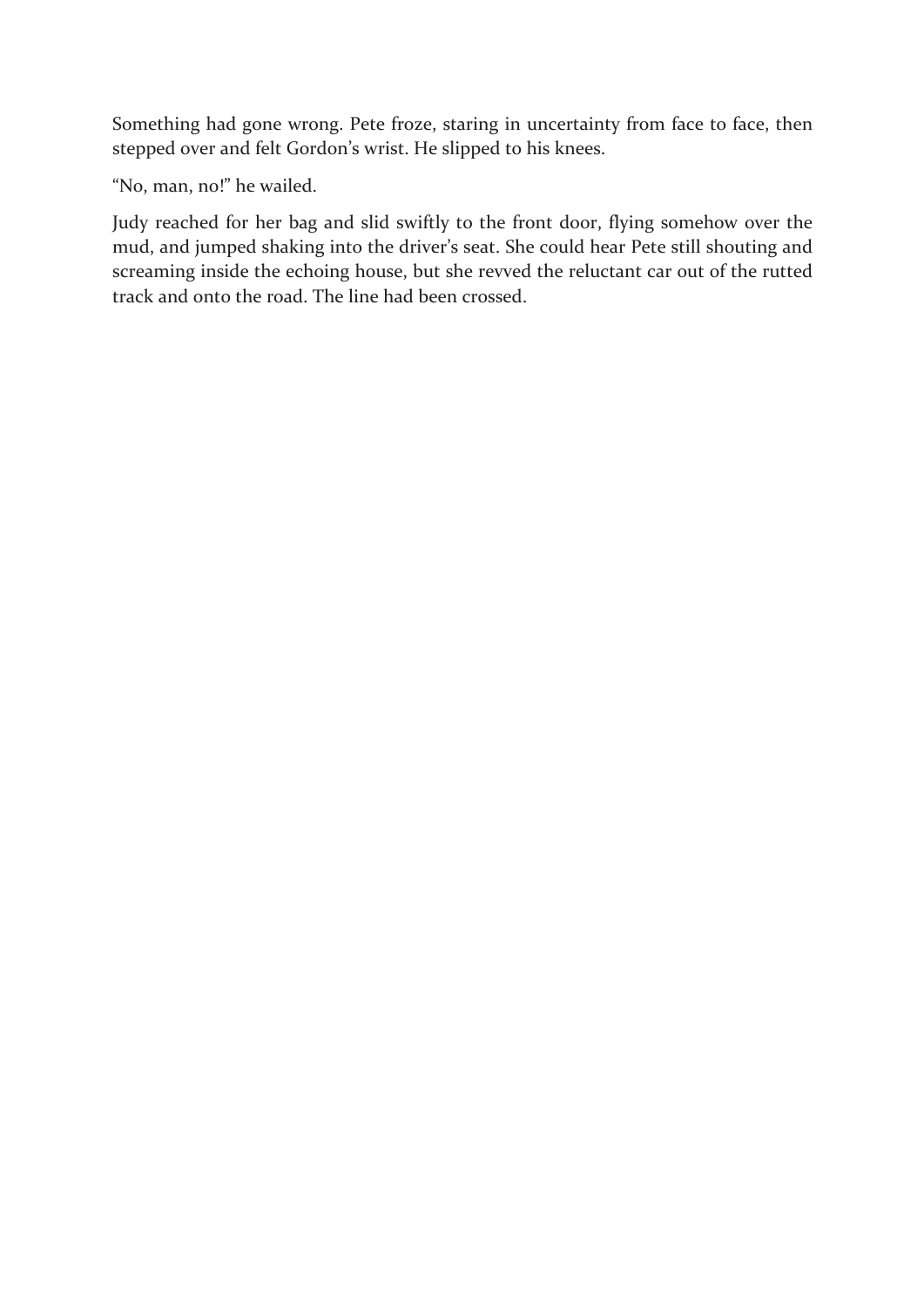Something had gone wrong. Pete froze, staring in uncertainty from face to face, then stepped over and felt Gordon's wrist. He slipped to his knees.

"No, man, no!" he wailed.

Judy reached for her bag and slid swiftly to the front door, flying somehow over the mud, and jumped shaking into the driver's seat. She could hear Pete still shouting and screaming inside the echoing house, but she revved the reluctant car out of the rutted track and onto the road. The line had been crossed.